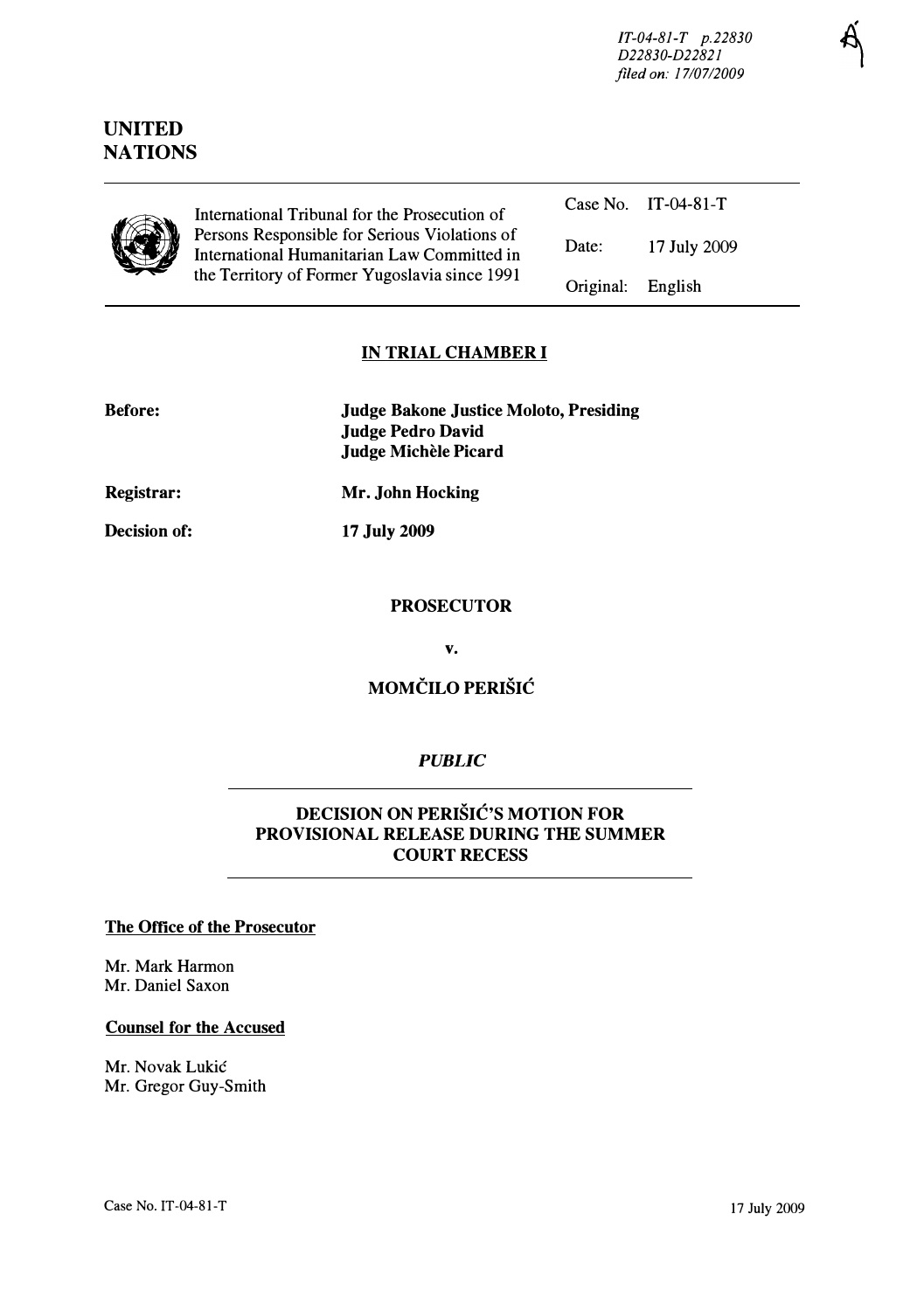IT-04-81-T p.22830
D22830-D22821
*filed on: 17/07/2009*

# UNITED NATIONS

| International Tribunal for the Prosecution of Persons Responsible for Serious Violations of International Humanitarian Law Committed in the Territory of Former Yugoslavia since 1991 | Case No. | IT-04-81-T |
|---|---|---|
| | Date: | 17 July 2009 |
| | Original: | English |

## IN TRIAL CHAMBER I

**Before:** **Judge Bakone Justice Moloto, Presiding**
**Judge Pedro David**
**Judge Michèle Picard**

**Registrar:** **Mr. John Hocking**

**Decision of:** **17 July 2009**

**PROSECUTOR**

**v.**

**MOMČILO PERIŠIĆ**

***PUBLIC***

## DECISION ON PERIŠIĆ'S MOTION FOR PROVISIONAL RELEASE DURING THE SUMMER COURT RECESS

**The Office of the Prosecutor**

Mr. Mark Harmon
Mr. Daniel Saxon

**Counsel for the Accused**

Mr. Novak Lukić
Mr. Gregor Guy-Smith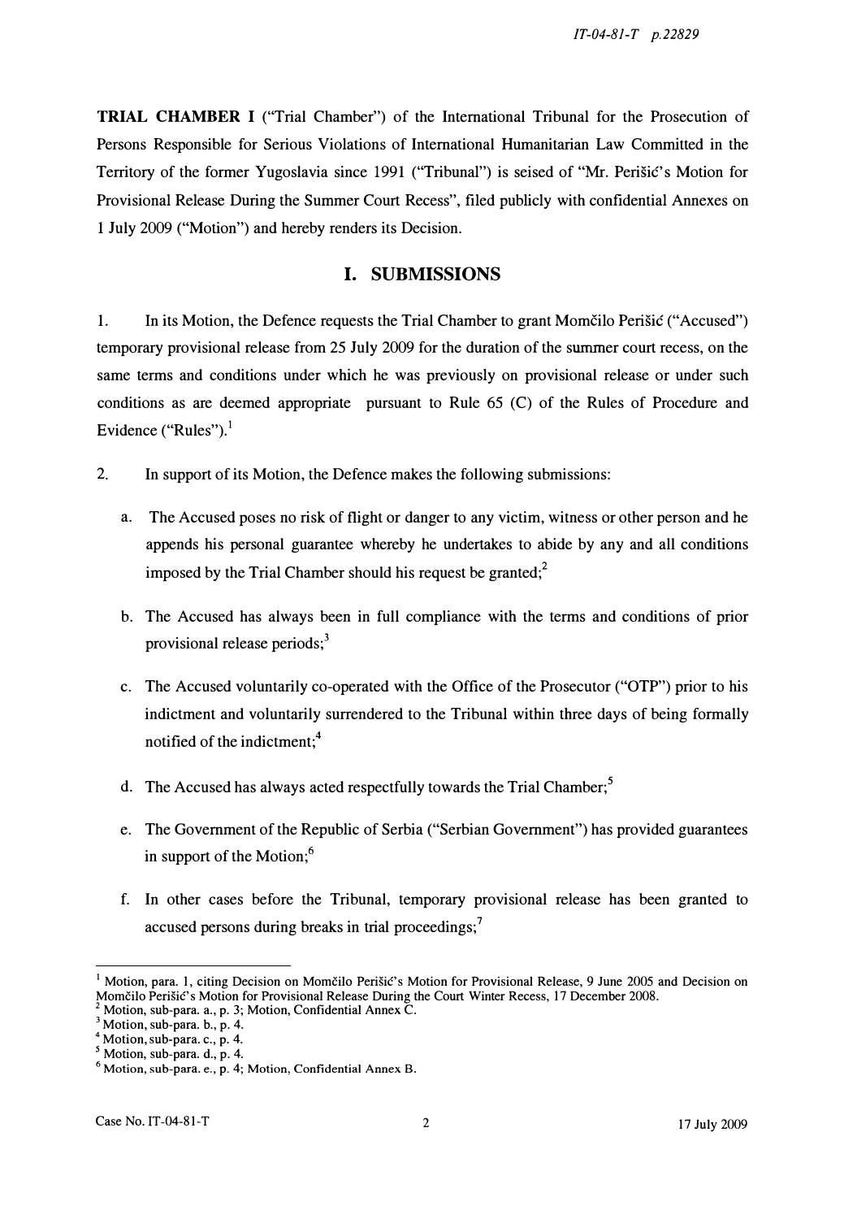**TRIAL CHAMBER I** ("Trial Chamber") of the International Tribunal for the Prosecution of Persons Responsible for Serious Violations of International Humanitarian Law Committed in the Territory of the former Yugoslavia since 1991 ("Tribunal") is seised of "Mr. Perišić's Motion for Provisional Release During the Summer Court Recess", filed publicly with confidential Annexes on 1 July 2009 ("Motion") and hereby renders its Decision.

## I. SUBMISSIONS

1. In its Motion, the Defence requests the Trial Chamber to grant Momčilo Perišić ("Accused") temporary provisional release from 25 July 2009 for the duration of the summer court recess, on the same terms and conditions under which he was previously on provisional release or under such conditions as are deemed appropriate pursuant to Rule 65 (C) of the Rules of Procedure and Evidence ("Rules").[1]

2. In support of its Motion, the Defence makes the following submissions:

   a. The Accused poses no risk of flight or danger to any victim, witness or other person and he appends his personal guarantee whereby he undertakes to abide by any and all conditions imposed by the Trial Chamber should his request be granted;[2]

   b. The Accused has always been in full compliance with the terms and conditions of prior provisional release periods;[3]

   c. The Accused voluntarily co-operated with the Office of the Prosecutor ("OTP") prior to his indictment and voluntarily surrendered to the Tribunal within three days of being formally notified of the indictment;[4]

   d. The Accused has always acted respectfully towards the Trial Chamber;[5]

   e. The Government of the Republic of Serbia ("Serbian Government") has provided guarantees in support of the Motion;[6]

   f. In other cases before the Tribunal, temporary provisional release has been granted to accused persons during breaks in trial proceedings;[7]

---

[1] Motion, para. 1, citing Decision on Momčilo Perišić's Motion for Provisional Release, 9 June 2005 and Decision on Momčilo Perišić's Motion for Provisional Release During the Court Winter Recess, 17 December 2008.

[2] Motion, sub-para. a., p. 3; Motion, Confidential Annex C.

[3] Motion, sub-para. b., p. 4.

[4] Motion, sub-para. c., p. 4.

[5] Motion, sub-para. d., p. 4.

[6] Motion, sub-para. e., p. 4; Motion, Confidential Annex B.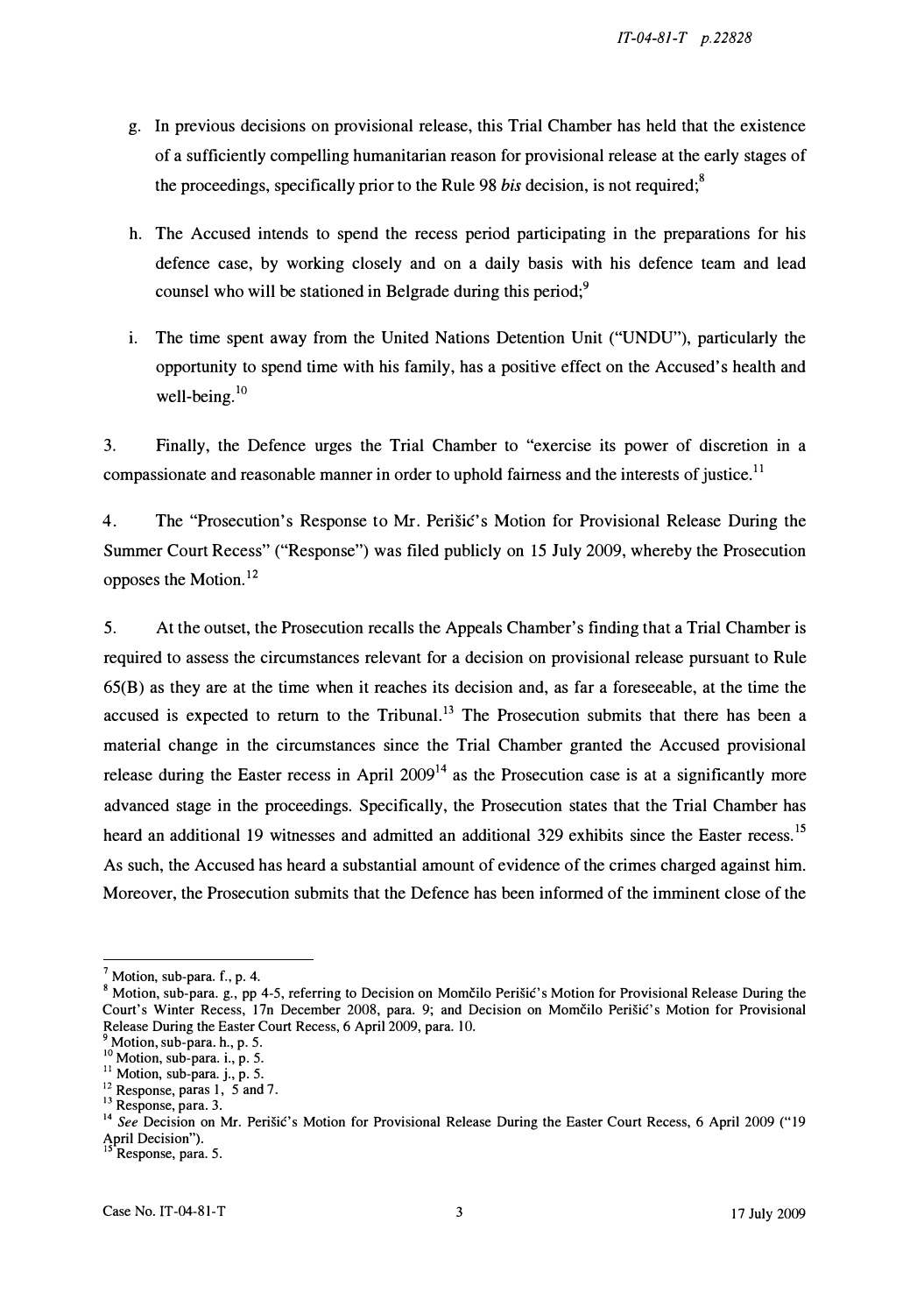g. In previous decisions on provisional release, this Trial Chamber has held that the existence of a sufficiently compelling humanitarian reason for provisional release at the early stages of the proceedings, specifically prior to the Rule 98 *bis* decision, is not required;[8]

h. The Accused intends to spend the recess period participating in the preparations for his defence case, by working closely and on a daily basis with his defence team and lead counsel who will be stationed in Belgrade during this period;[9]

i. The time spent away from the United Nations Detention Unit ("UNDU"), particularly the opportunity to spend time with his family, has a positive effect on the Accused's health and well-being.[10]

3. Finally, the Defence urges the Trial Chamber to "exercise its power of discretion in a compassionate and reasonable manner in order to uphold fairness and the interests of justice.[11]

4. The "Prosecution's Response to Mr. Perišić's Motion for Provisional Release During the Summer Court Recess" ("Response") was filed publicly on 15 July 2009, whereby the Prosecution opposes the Motion.[12]

5. At the outset, the Prosecution recalls the Appeals Chamber's finding that a Trial Chamber is required to assess the circumstances relevant for a decision on provisional release pursuant to Rule 65(B) as they are at the time when it reaches its decision and, as far a foreseeable, at the time the accused is expected to return to the Tribunal.[13] The Prosecution submits that there has been a material change in the circumstances since the Trial Chamber granted the Accused provisional release during the Easter recess in April 2009[14] as the Prosecution case is at a significantly more advanced stage in the proceedings. Specifically, the Prosecution states that the Trial Chamber has heard an additional 19 witnesses and admitted an additional 329 exhibits since the Easter recess.[15] As such, the Accused has heard a substantial amount of evidence of the crimes charged against him. Moreover, the Prosecution submits that the Defence has been informed of the imminent close of the

---

[7] Motion, sub-para. f., p. 4.

[8] Motion, sub-para. g., pp 4-5, referring to Decision on Momčilo Perišić's Motion for Provisional Release During the Court's Winter Recess, 17n December 2008, para. 9; and Decision on Momčilo Perišić's Motion for Provisional Release During the Easter Court Recess, 6 April 2009, para. 10.

[9] Motion, sub-para. h., p. 5.

[10] Motion, sub-para. i., p. 5.

[11] Motion, sub-para. j., p. 5.

[12] Response, paras 1, 5 and 7.

[13] Response, para. 3.

[14] *See* Decision on Mr. Perišić's Motion for Provisional Release During the Easter Court Recess, 6 April 2009 ("19 April Decision").

[15] Response, para. 5.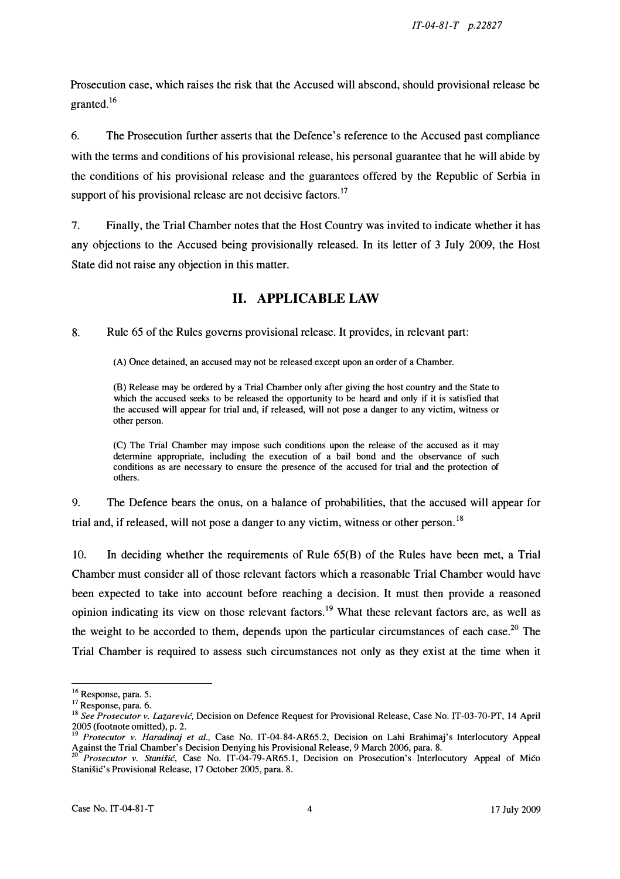Prosecution case, which raises the risk that the Accused will abscond, should provisional release be granted.[16]

6. The Prosecution further asserts that the Defence's reference to the Accused past compliance with the terms and conditions of his provisional release, his personal guarantee that he will abide by the conditions of his provisional release and the guarantees offered by the Republic of Serbia in support of his provisional release are not decisive factors.[17]

7. Finally, the Trial Chamber notes that the Host Country was invited to indicate whether it has any objections to the Accused being provisionally released. In its letter of 3 July 2009, the Host State did not raise any objection in this matter.

## II. APPLICABLE LAW

8. Rule 65 of the Rules governs provisional release. It provides, in relevant part:

> (A) Once detained, an accused may not be released except upon an order of a Chamber.
>
> (B) Release may be ordered by a Trial Chamber only after giving the host country and the State to which the accused seeks to be released the opportunity to be heard and only if it is satisfied that the accused will appear for trial and, if released, will not pose a danger to any victim, witness or other person.
>
> (C) The Trial Chamber may impose such conditions upon the release of the accused as it may determine appropriate, including the execution of a bail bond and the observance of such conditions as are necessary to ensure the presence of the accused for trial and the protection of others.

9. The Defence bears the onus, on a balance of probabilities, that the accused will appear for trial and, if released, will not pose a danger to any victim, witness or other person.[18]

10. In deciding whether the requirements of Rule 65(B) of the Rules have been met, a Trial Chamber must consider all of those relevant factors which a reasonable Trial Chamber would have been expected to take into account before reaching a decision. It must then provide a reasoned opinion indicating its view on those relevant factors.[19] What these relevant factors are, as well as the weight to be accorded to them, depends upon the particular circumstances of each case.[20] The Trial Chamber is required to assess such circumstances not only as they exist at the time when it

---

[16] Response, para. 5.

[17] Response, para. 6.

[18] *See Prosecutor v. Lazarević*, Decision on Defence Request for Provisional Release, Case No. IT-03-70-PT, 14 April 2005 (footnote omitted), p. 2.

[19] *Prosecutor v. Haradinaj et al.*, Case No. IT-04-84-AR65.2, Decision on Lahi Brahimaj's Interlocutory Appeal Against the Trial Chamber's Decision Denying his Provisional Release, 9 March 2006, para. 8.

[20] *Prosecutor v. Stanišić*, Case No. IT-04-79-AR65.1, Decision on Prosecution's Interlocutory Appeal of Mićo Stanišić's Provisional Release, 17 October 2005, para. 8.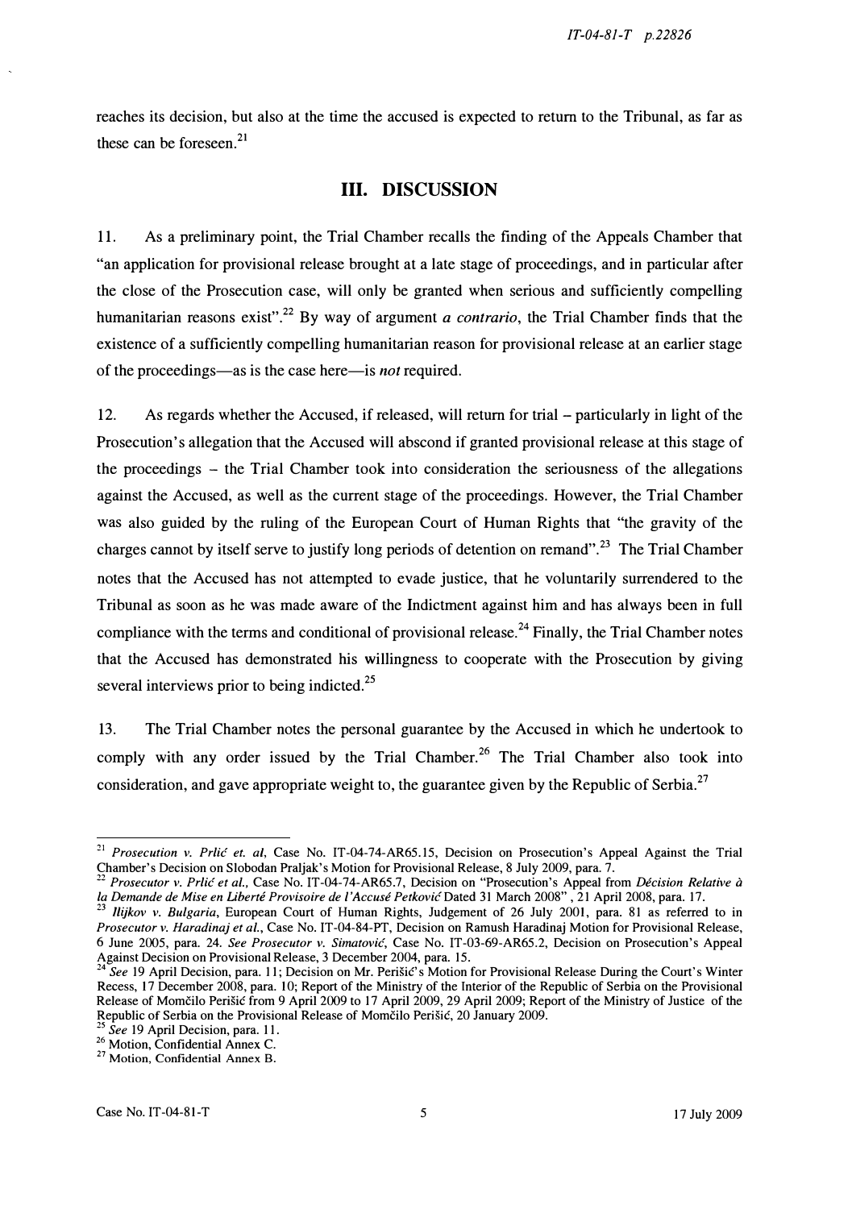reaches its decision, but also at the time the accused is expected to return to the Tribunal, as far as these can be foreseen.[21]

## III. DISCUSSION

11. As a preliminary point, the Trial Chamber recalls the finding of the Appeals Chamber that "an application for provisional release brought at a late stage of proceedings, and in particular after the close of the Prosecution case, will only be granted when serious and sufficiently compelling humanitarian reasons exist".[22] By way of argument *a contrario*, the Trial Chamber finds that the existence of a sufficiently compelling humanitarian reason for provisional release at an earlier stage of the proceedings—as is the case here—is *not* required.

12. As regards whether the Accused, if released, will return for trial – particularly in light of the Prosecution's allegation that the Accused will abscond if granted provisional release at this stage of the proceedings – the Trial Chamber took into consideration the seriousness of the allegations against the Accused, as well as the current stage of the proceedings. However, the Trial Chamber was also guided by the ruling of the European Court of Human Rights that "the gravity of the charges cannot by itself serve to justify long periods of detention on remand".[23] The Trial Chamber notes that the Accused has not attempted to evade justice, that he voluntarily surrendered to the Tribunal as soon as he was made aware of the Indictment against him and has always been in full compliance with the terms and conditional of provisional release.[24] Finally, the Trial Chamber notes that the Accused has demonstrated his willingness to cooperate with the Prosecution by giving several interviews prior to being indicted.[25]

13. The Trial Chamber notes the personal guarantee by the Accused in which he undertook to comply with any order issued by the Trial Chamber.[26] The Trial Chamber also took into consideration, and gave appropriate weight to, the guarantee given by the Republic of Serbia.[27]

---

[21] *Prosecution v. Prlić et. al*, Case No. IT-04-74-AR65.15, Decision on Prosecution's Appeal Against the Trial Chamber's Decision on Slobodan Praljak's Motion for Provisional Release, 8 July 2009, para. 7.

[22] *Prosecutor v. Prlić et al.*, Case No. IT-04-74-AR65.7, Decision on "Prosecution's Appeal from *Décision Relative à la Demande de Mise en Liberté Provisoire de l'Accusé Petković* Dated 31 March 2008" , 21 April 2008, para. 17.

[23] *Ilijkov v. Bulgaria*, European Court of Human Rights, Judgement of 26 July 2001, para. 81 as referred to in *Prosecutor v. Haradinaj et al.*, Case No. IT-04-84-PT, Decision on Ramush Haradinaj Motion for Provisional Release, 6 June 2005, para. 24. *See Prosecutor v. Simatović*, Case No. IT-03-69-AR65.2, Decision on Prosecution's Appeal Against Decision on Provisional Release, 3 December 2004, para. 15.

[24] *See* 19 April Decision, para. 11; Decision on Mr. Perišić's Motion for Provisional Release During the Court's Winter Recess, 17 December 2008, para. 10; Report of the Ministry of the Interior of the Republic of Serbia on the Provisional Release of Momčilo Perišić from 9 April 2009 to 17 April 2009, 29 April 2009; Report of the Ministry of Justice of the Republic of Serbia on the Provisional Release of Momčilo Perišić, 20 January 2009.

[25] *See* 19 April Decision, para. 11.

[26] Motion, Confidential Annex C.

[27] Motion, Confidential Annex B.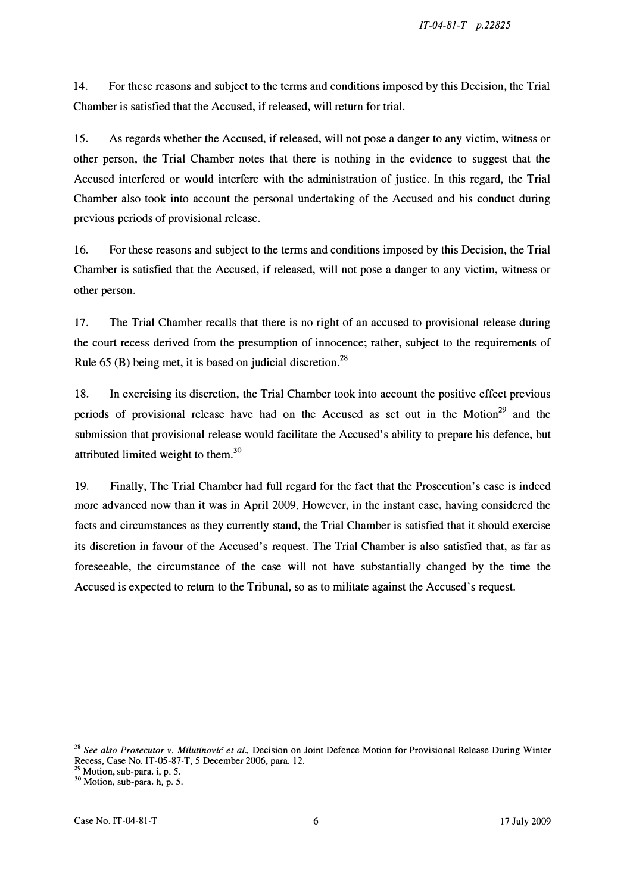14. For these reasons and subject to the terms and conditions imposed by this Decision, the Trial Chamber is satisfied that the Accused, if released, will return for trial.

15. As regards whether the Accused, if released, will not pose a danger to any victim, witness or other person, the Trial Chamber notes that there is nothing in the evidence to suggest that the Accused interfered or would interfere with the administration of justice. In this regard, the Trial Chamber also took into account the personal undertaking of the Accused and his conduct during previous periods of provisional release.

16. For these reasons and subject to the terms and conditions imposed by this Decision, the Trial Chamber is satisfied that the Accused, if released, will not pose a danger to any victim, witness or other person.

17. The Trial Chamber recalls that there is no right of an accused to provisional release during the court recess derived from the presumption of innocence; rather, subject to the requirements of Rule 65 (B) being met, it is based on judicial discretion.[28]

18. In exercising its discretion, the Trial Chamber took into account the positive effect previous periods of provisional release have had on the Accused as set out in the Motion[29] and the submission that provisional release would facilitate the Accused's ability to prepare his defence, but attributed limited weight to them.[30]

19. Finally, The Trial Chamber had full regard for the fact that the Prosecution's case is indeed more advanced now than it was in April 2009. However, in the instant case, having considered the facts and circumstances as they currently stand, the Trial Chamber is satisfied that it should exercise its discretion in favour of the Accused's request. The Trial Chamber is also satisfied that, as far as foreseeable, the circumstance of the case will not have substantially changed by the time the Accused is expected to return to the Tribunal, so as to militate against the Accused's request.

---

[28] *See also Prosecutor v. Milutinović et al.*, Decision on Joint Defence Motion for Provisional Release During Winter Recess, Case No. IT-05-87-T, 5 December 2006, para. 12.

[29] Motion, sub-para. i, p. 5.

[30] Motion, sub-para. h, p. 5.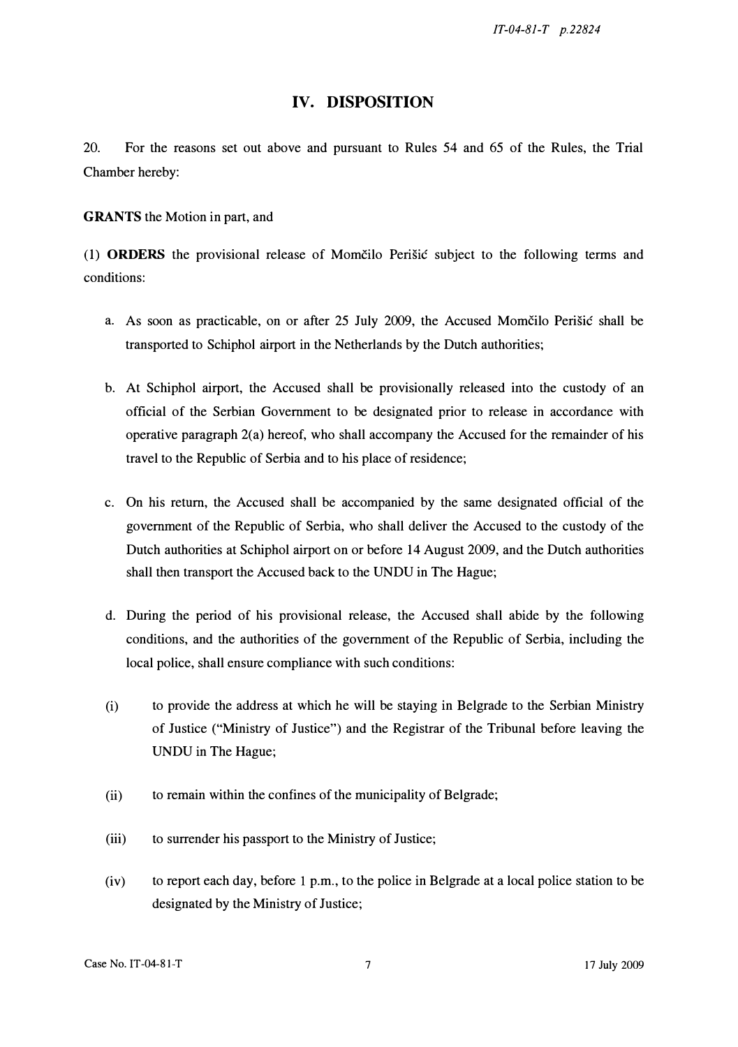## IV. DISPOSITION

20. For the reasons set out above and pursuant to Rules 54 and 65 of the Rules, the Trial Chamber hereby:

**GRANTS** the Motion in part, and

(1) **ORDERS** the provisional release of Momčilo Perišić subject to the following terms and conditions:

a. As soon as practicable, on or after 25 July 2009, the Accused Momčilo Perišić shall be transported to Schiphol airport in the Netherlands by the Dutch authorities;

b. At Schiphol airport, the Accused shall be provisionally released into the custody of an official of the Serbian Government to be designated prior to release in accordance with operative paragraph 2(a) hereof, who shall accompany the Accused for the remainder of his travel to the Republic of Serbia and to his place of residence;

c. On his return, the Accused shall be accompanied by the same designated official of the government of the Republic of Serbia, who shall deliver the Accused to the custody of the Dutch authorities at Schiphol airport on or before 14 August 2009, and the Dutch authorities shall then transport the Accused back to the UNDU in The Hague;

d. During the period of his provisional release, the Accused shall abide by the following conditions, and the authorities of the government of the Republic of Serbia, including the local police, shall ensure compliance with such conditions:

(i) to provide the address at which he will be staying in Belgrade to the Serbian Ministry of Justice ("Ministry of Justice") and the Registrar of the Tribunal before leaving the UNDU in The Hague;

(ii) to remain within the confines of the municipality of Belgrade;

(iii) to surrender his passport to the Ministry of Justice;

(iv) to report each day, before 1 p.m., to the police in Belgrade at a local police station to be designated by the Ministry of Justice;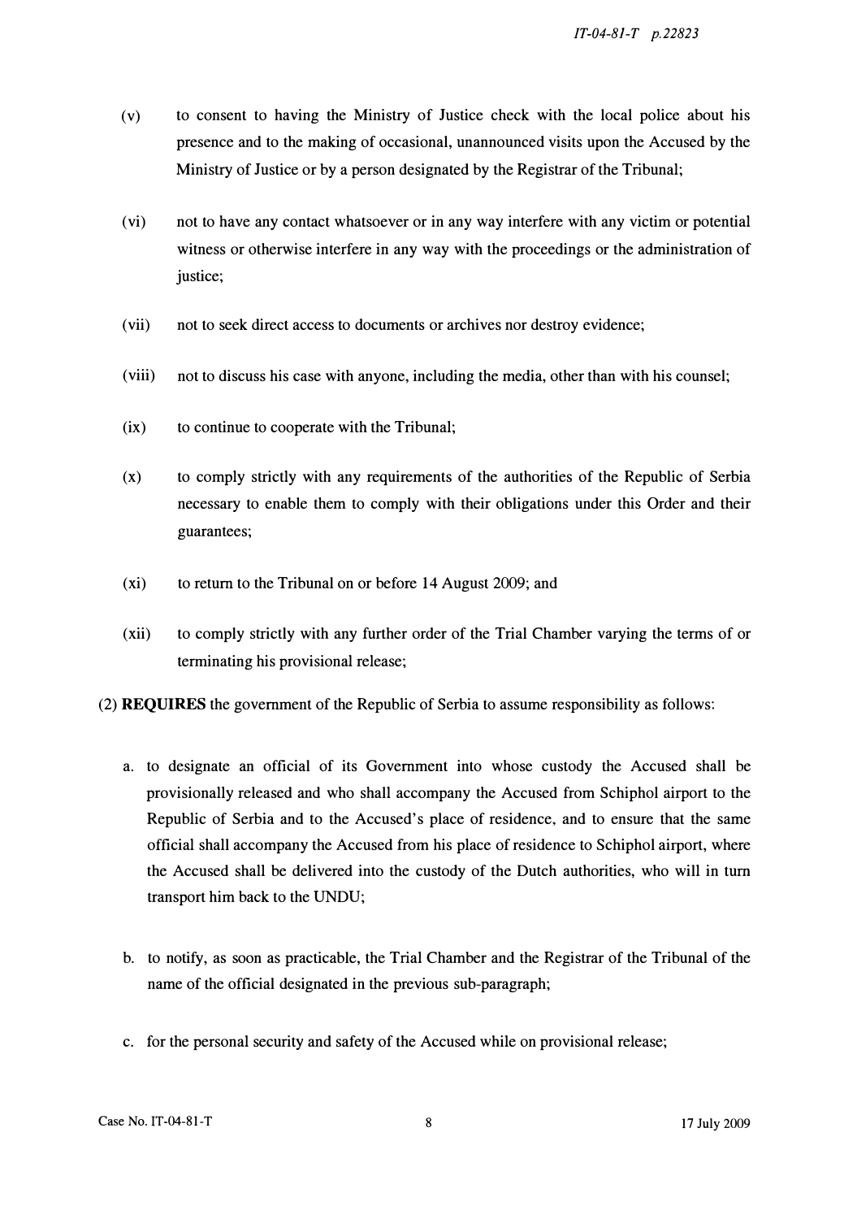(v) to consent to having the Ministry of Justice check with the local police about his presence and to the making of occasional, unannounced visits upon the Accused by the Ministry of Justice or by a person designated by the Registrar of the Tribunal;

(vi) not to have any contact whatsoever or in any way interfere with any victim or potential witness or otherwise interfere in any way with the proceedings or the administration of justice;

(vii) not to seek direct access to documents or archives nor destroy evidence;

(viii) not to discuss his case with anyone, including the media, other than with his counsel;

(ix) to continue to cooperate with the Tribunal;

(x) to comply strictly with any requirements of the authorities of the Republic of Serbia necessary to enable them to comply with their obligations under this Order and their guarantees;

(xi) to return to the Tribunal on or before 14 August 2009; and

(xii) to comply strictly with any further order of the Trial Chamber varying the terms of or terminating his provisional release;

(2) **REQUIRES** the government of the Republic of Serbia to assume responsibility as follows:

a. to designate an official of its Government into whose custody the Accused shall be provisionally released and who shall accompany the Accused from Schiphol airport to the Republic of Serbia and to the Accused's place of residence, and to ensure that the same official shall accompany the Accused from his place of residence to Schiphol airport, where the Accused shall be delivered into the custody of the Dutch authorities, who will in turn transport him back to the UNDU;

b. to notify, as soon as practicable, the Trial Chamber and the Registrar of the Tribunal of the name of the official designated in the previous sub-paragraph;

c. for the personal security and safety of the Accused while on provisional release;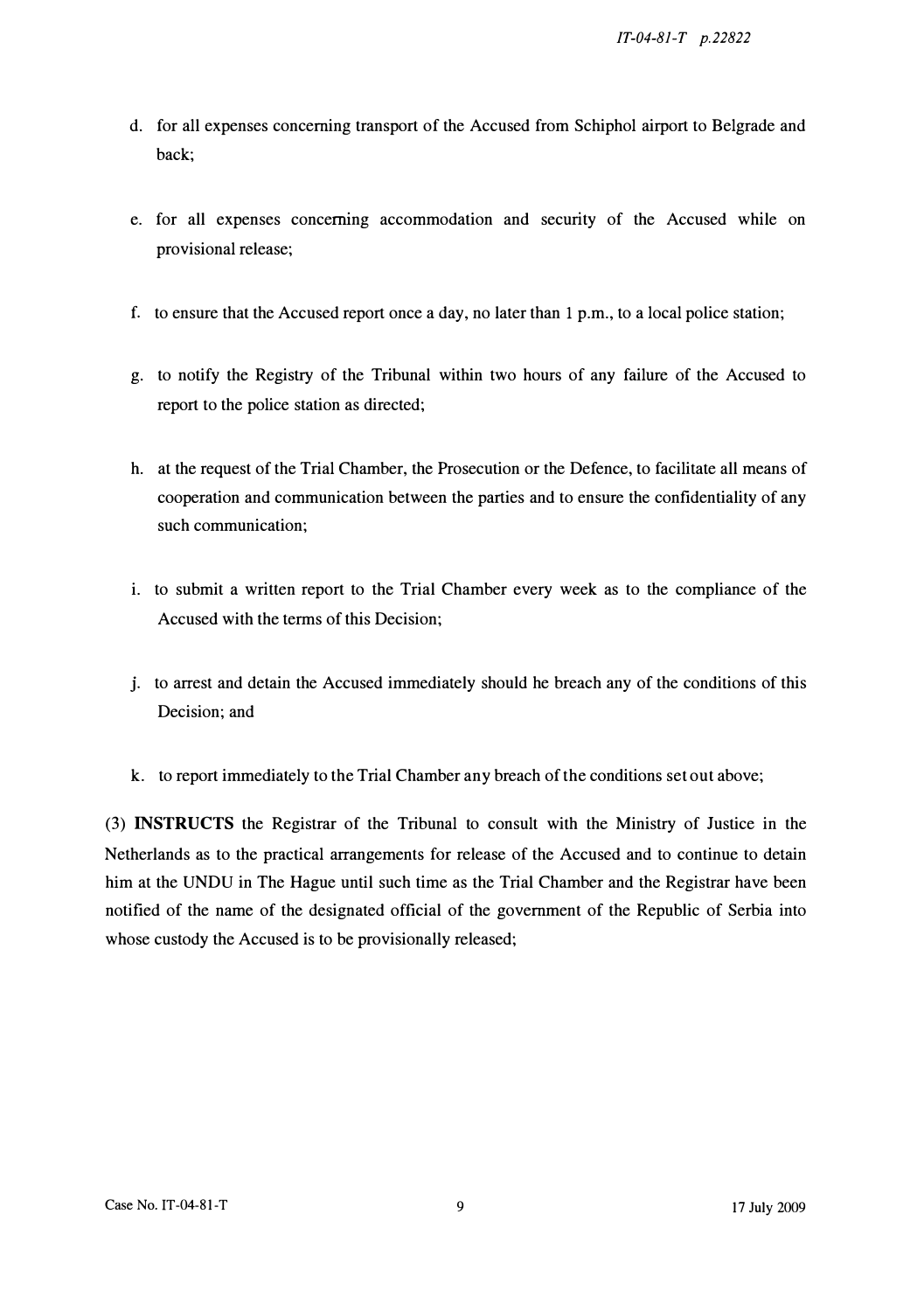d. for all expenses concerning transport of the Accused from Schiphol airport to Belgrade and back;

e. for all expenses concerning accommodation and security of the Accused while on provisional release;

f. to ensure that the Accused report once a day, no later than 1 p.m., to a local police station;

g. to notify the Registry of the Tribunal within two hours of any failure of the Accused to report to the police station as directed;

h. at the request of the Trial Chamber, the Prosecution or the Defence, to facilitate all means of cooperation and communication between the parties and to ensure the confidentiality of any such communication;

i. to submit a written report to the Trial Chamber every week as to the compliance of the Accused with the terms of this Decision;

j. to arrest and detain the Accused immediately should he breach any of the conditions of this Decision; and

k. to report immediately to the Trial Chamber any breach of the conditions set out above;

(3) **INSTRUCTS** the Registrar of the Tribunal to consult with the Ministry of Justice in the Netherlands as to the practical arrangements for release of the Accused and to continue to detain him at the UNDU in The Hague until such time as the Trial Chamber and the Registrar have been notified of the name of the designated official of the government of the Republic of Serbia into whose custody the Accused is to be provisionally released;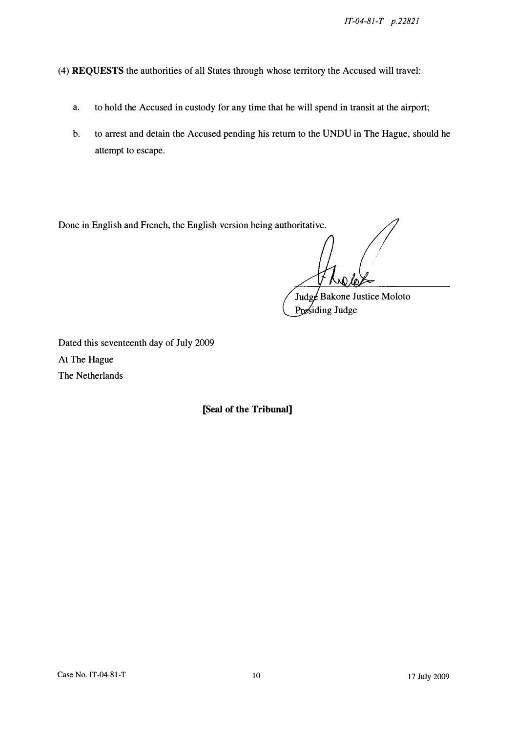(4) **REQUESTS** the authorities of all States through whose territory the Accused will travel:

a. to hold the Accused in custody for any time that he will spend in transit at the airport;

b. to arrest and detain the Accused pending his return to the UNDU in The Hague, should he attempt to escape.

Done in English and French, the English version being authoritative.

Judge Bakone Justice Moloto
Presiding Judge

Dated this seventeenth day of July 2009
At The Hague
The Netherlands

**[Seal of the Tribunal]**